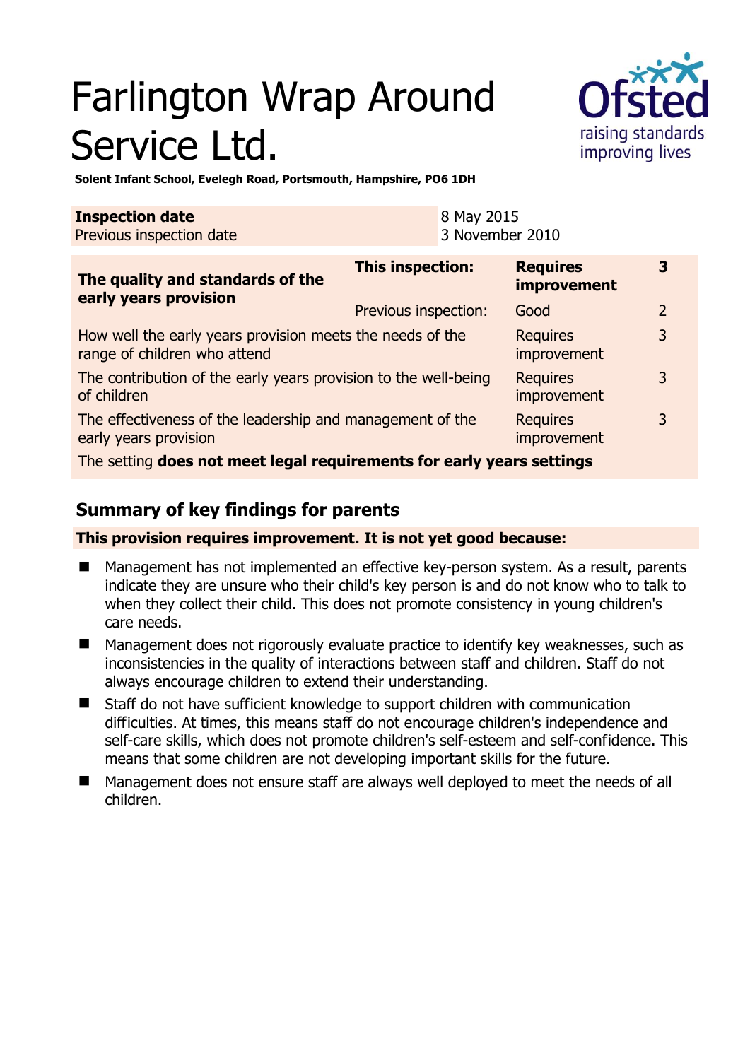# Farlington Wrap Around Service Ltd.

**Solent Infant School, Evelegh Road, Portsmouth, Hampshire, PO6 1DH**

| **Inspection date** | 8 May 2015 |
|---|---|
| Previous inspection date | 3 November 2010 |

| **The quality and standards of the early years provision** | **This inspection:** | **Requires improvement** | **3** |
|---|---|---|---|
| | Previous inspection: | Good | 2 |
| How well the early years provision meets the needs of the range of children who attend | | Requires improvement | 3 |
| The contribution of the early years provision to the well-being of children | | Requires improvement | 3 |
| The effectiveness of the leadership and management of the early years provision | | Requires improvement | 3 |
| The setting **does not meet legal requirements for early years settings** | | | |

## Summary of key findings for parents

**This provision requires improvement. It is not yet good because:**

- Management has not implemented an effective key-person system. As a result, parents indicate they are unsure who their child's key person is and do not know who to talk to when they collect their child. This does not promote consistency in young children's care needs.
- Management does not rigorously evaluate practice to identify key weaknesses, such as inconsistencies in the quality of interactions between staff and children. Staff do not always encourage children to extend their understanding.
- Staff do not have sufficient knowledge to support children with communication difficulties. At times, this means staff do not encourage children's independence and self-care skills, which does not promote children's self-esteem and self-confidence. This means that some children are not developing important skills for the future.
- Management does not ensure staff are always well deployed to meet the needs of all children.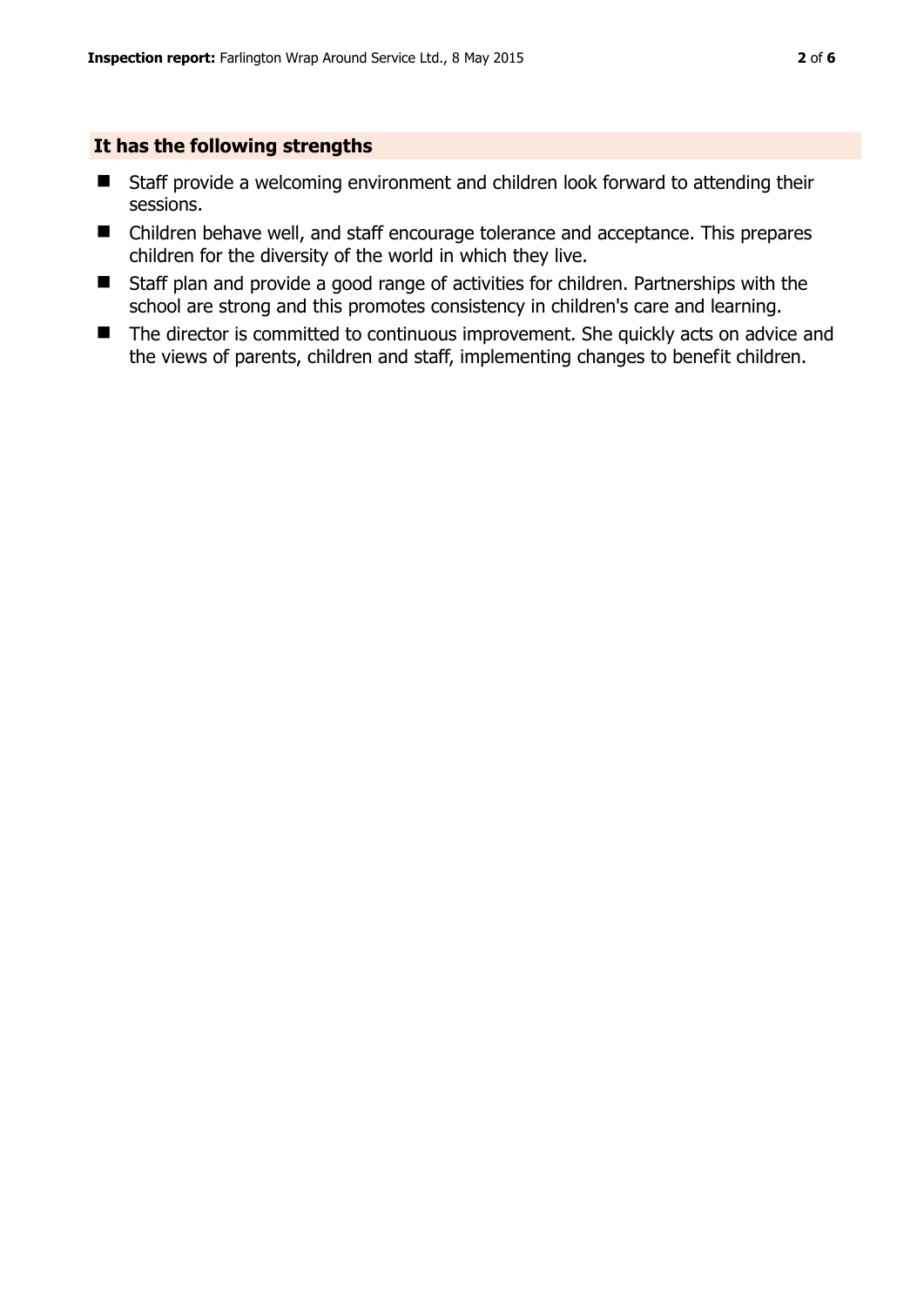## It has the following strengths

- Staff provide a welcoming environment and children look forward to attending their sessions.
- Children behave well, and staff encourage tolerance and acceptance. This prepares children for the diversity of the world in which they live.
- Staff plan and provide a good range of activities for children. Partnerships with the school are strong and this promotes consistency in children's care and learning.
- The director is committed to continuous improvement. She quickly acts on advice and the views of parents, children and staff, implementing changes to benefit children.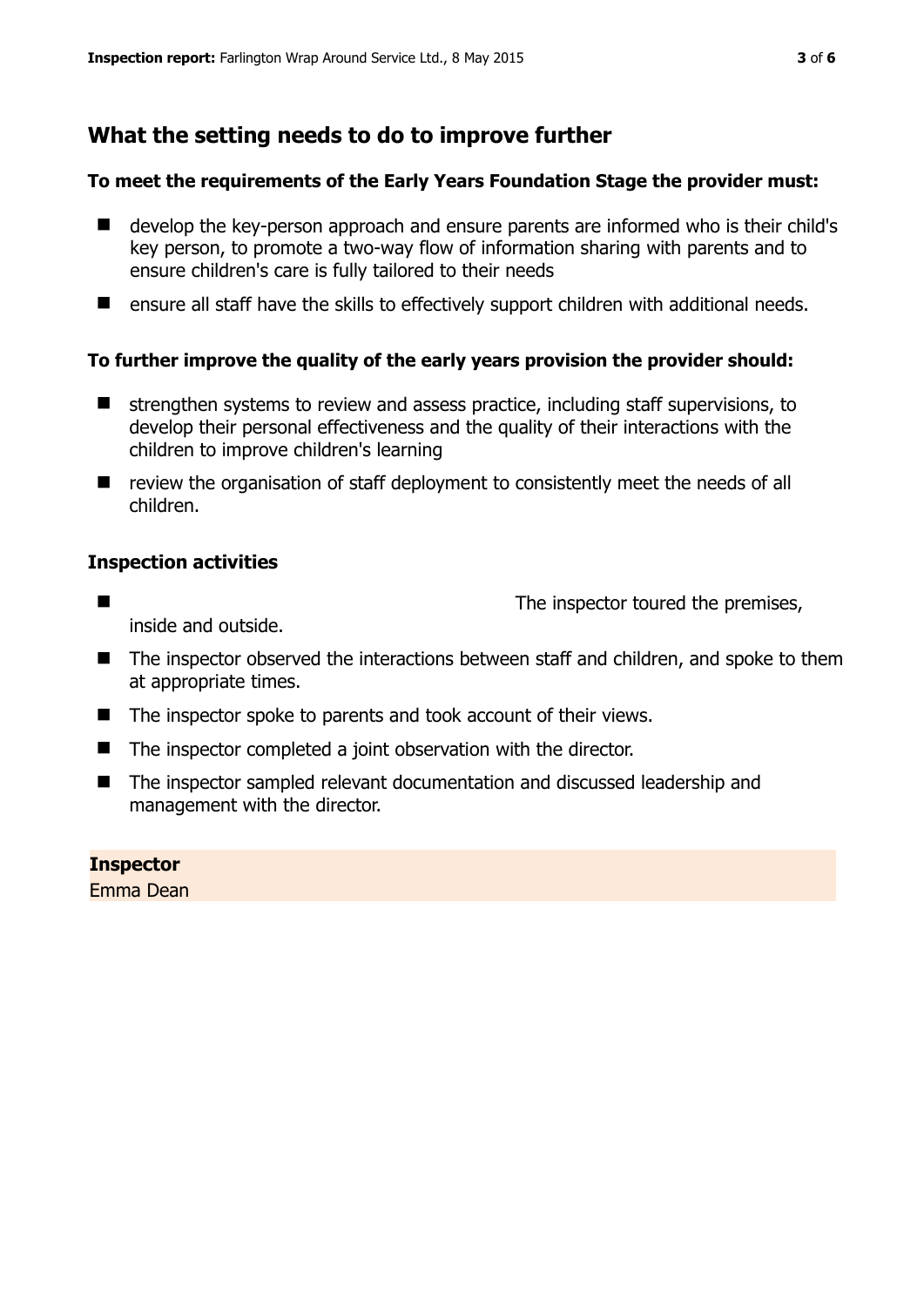## What the setting needs to do to improve further

### To meet the requirements of the Early Years Foundation Stage the provider must:

- develop the key-person approach and ensure parents are informed who is their child's key person, to promote a two-way flow of information sharing with parents and to ensure children's care is fully tailored to their needs
- ensure all staff have the skills to effectively support children with additional needs.

### To further improve the quality of the early years provision the provider should:

- strengthen systems to review and assess practice, including staff supervisions, to develop their personal effectiveness and the quality of their interactions with the children to improve children's learning
- review the organisation of staff deployment to consistently meet the needs of all children.

### Inspection activities

- The inspector toured the premises, inside and outside.
- The inspector observed the interactions between staff and children, and spoke to them at appropriate times.
- The inspector spoke to parents and took account of their views.
- The inspector completed a joint observation with the director.
- The inspector sampled relevant documentation and discussed leadership and management with the director.

**Inspector**
Emma Dean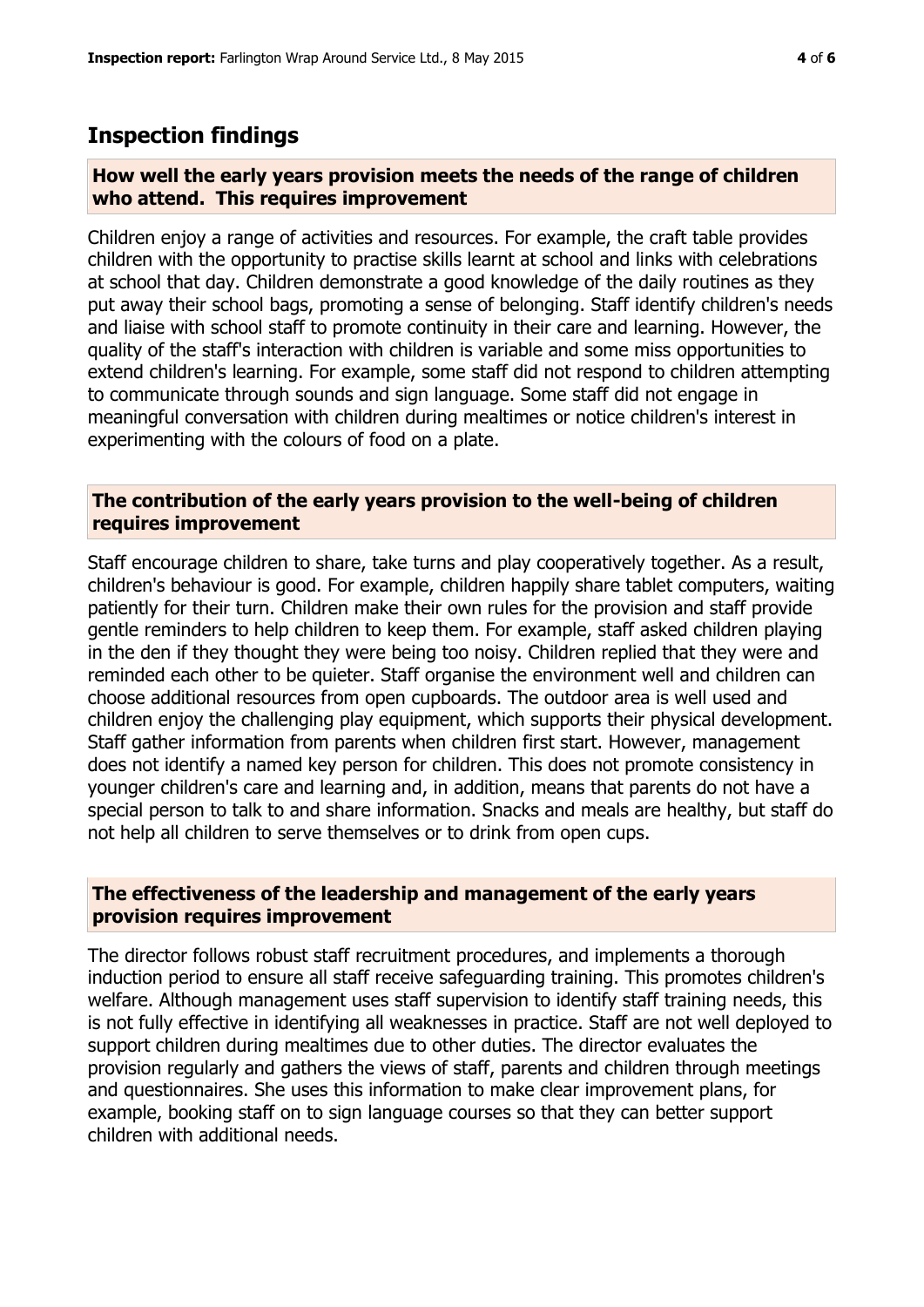## Inspection findings

### How well the early years provision meets the needs of the range of children who attend. This requires improvement

Children enjoy a range of activities and resources. For example, the craft table provides children with the opportunity to practise skills learnt at school and links with celebrations at school that day. Children demonstrate a good knowledge of the daily routines as they put away their school bags, promoting a sense of belonging. Staff identify children's needs and liaise with school staff to promote continuity in their care and learning. However, the quality of the staff's interaction with children is variable and some miss opportunities to extend children's learning. For example, some staff did not respond to children attempting to communicate through sounds and sign language. Some staff did not engage in meaningful conversation with children during mealtimes or notice children's interest in experimenting with the colours of food on a plate.

### The contribution of the early years provision to the well-being of children requires improvement

Staff encourage children to share, take turns and play cooperatively together. As a result, children's behaviour is good. For example, children happily share tablet computers, waiting patiently for their turn. Children make their own rules for the provision and staff provide gentle reminders to help children to keep them. For example, staff asked children playing in the den if they thought they were being too noisy. Children replied that they were and reminded each other to be quieter. Staff organise the environment well and children can choose additional resources from open cupboards. The outdoor area is well used and children enjoy the challenging play equipment, which supports their physical development. Staff gather information from parents when children first start. However, management does not identify a named key person for children. This does not promote consistency in younger children's care and learning and, in addition, means that parents do not have a special person to talk to and share information. Snacks and meals are healthy, but staff do not help all children to serve themselves or to drink from open cups.

### The effectiveness of the leadership and management of the early years provision requires improvement

The director follows robust staff recruitment procedures, and implements a thorough induction period to ensure all staff receive safeguarding training. This promotes children's welfare. Although management uses staff supervision to identify staff training needs, this is not fully effective in identifying all weaknesses in practice. Staff are not well deployed to support children during mealtimes due to other duties. The director evaluates the provision regularly and gathers the views of staff, parents and children through meetings and questionnaires. She uses this information to make clear improvement plans, for example, booking staff on to sign language courses so that they can better support children with additional needs.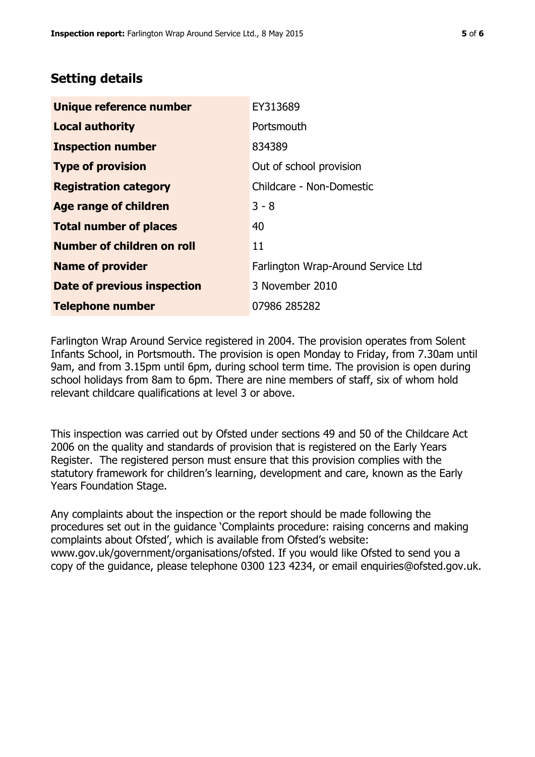## Setting details

| | |
|---|---|
| **Unique reference number** | EY313689 |
| **Local authority** | Portsmouth |
| **Inspection number** | 834389 |
| **Type of provision** | Out of school provision |
| **Registration category** | Childcare - Non-Domestic |
| **Age range of children** | 3 - 8 |
| **Total number of places** | 40 |
| **Number of children on roll** | 11 |
| **Name of provider** | Farlington Wrap-Around Service Ltd |
| **Date of previous inspection** | 3 November 2010 |
| **Telephone number** | 07986 285282 |

Farlington Wrap Around Service registered in 2004. The provision operates from Solent Infants School, in Portsmouth. The provision is open Monday to Friday, from 7.30am until 9am, and from 3.15pm until 6pm, during school term time. The provision is open during school holidays from 8am to 6pm. There are nine members of staff, six of whom hold relevant childcare qualifications at level 3 or above.

This inspection was carried out by Ofsted under sections 49 and 50 of the Childcare Act 2006 on the quality and standards of provision that is registered on the Early Years Register. The registered person must ensure that this provision complies with the statutory framework for children's learning, development and care, known as the Early Years Foundation Stage.

Any complaints about the inspection or the report should be made following the procedures set out in the guidance 'Complaints procedure: raising concerns and making complaints about Ofsted', which is available from Ofsted's website: www.gov.uk/government/organisations/ofsted. If you would like Ofsted to send you a copy of the guidance, please telephone 0300 123 4234, or email enquiries@ofsted.gov.uk.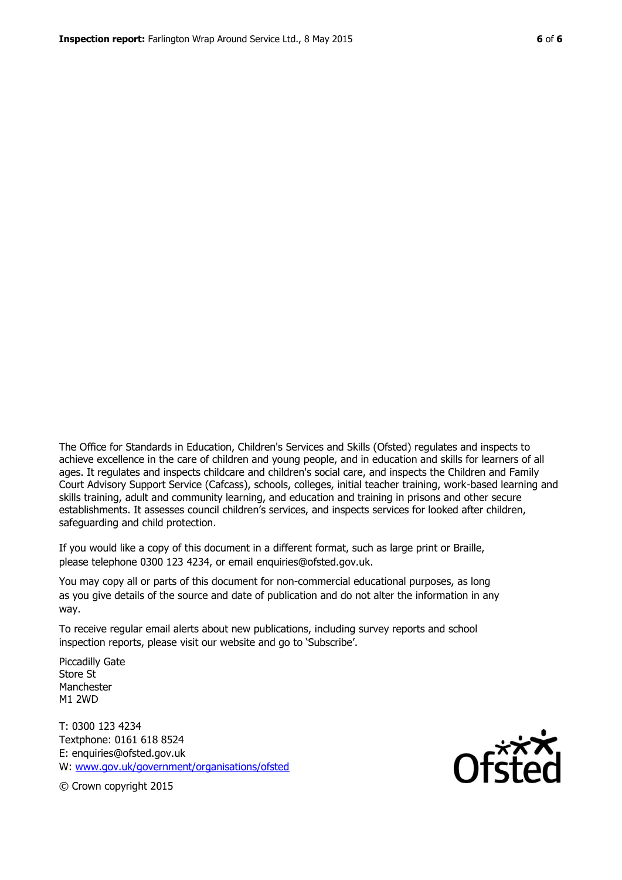The Office for Standards in Education, Children's Services and Skills (Ofsted) regulates and inspects to achieve excellence in the care of children and young people, and in education and skills for learners of all ages. It regulates and inspects childcare and children's social care, and inspects the Children and Family Court Advisory Support Service (Cafcass), schools, colleges, initial teacher training, work-based learning and skills training, adult and community learning, and education and training in prisons and other secure establishments. It assesses council children's services, and inspects services for looked after children, safeguarding and child protection.

If you would like a copy of this document in a different format, such as large print or Braille, please telephone 0300 123 4234, or email enquiries@ofsted.gov.uk.

You may copy all or parts of this document for non-commercial educational purposes, as long as you give details of the source and date of publication and do not alter the information in any way.

To receive regular email alerts about new publications, including survey reports and school inspection reports, please visit our website and go to 'Subscribe'.

Piccadilly Gate
Store St
Manchester
M1 2WD

T: 0300 123 4234
Textphone: 0161 618 8524
E: enquiries@ofsted.gov.uk
W: [www.gov.uk/government/organisations/ofsted](www.gov.uk/government/organisations/ofsted)

© Crown copyright 2015